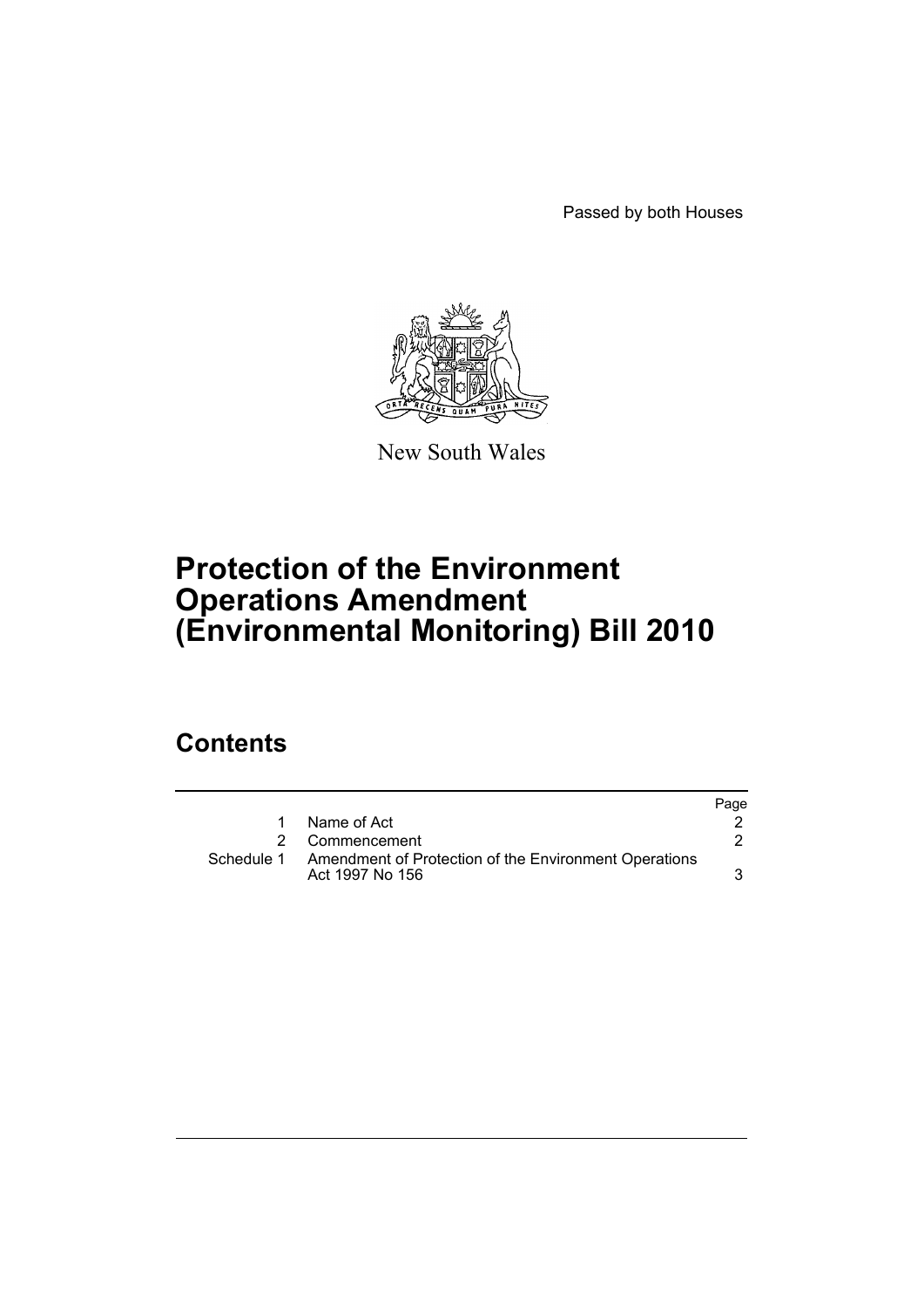Passed by both Houses

New South Wales

# Protection of the Environment Operations Amendment (Environmental Monitoring) Bill 2010

## Contents

| | | Page |
|---|---|---|
| 1 | Name of Act | 2 |
| 2 | Commencement | 2 |
| Schedule 1 | Amendment of Protection of the Environment Operations Act 1997 No 156 | 3 |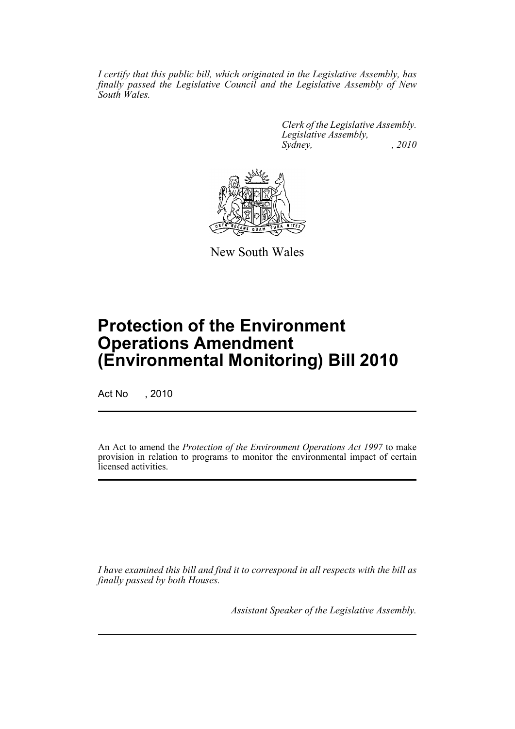*I certify that this public bill, which originated in the Legislative Assembly, has finally passed the Legislative Council and the Legislative Assembly of New South Wales.*

*Clerk of the Legislative Assembly.*
*Legislative Assembly,*
*Sydney, , 2010*

New South Wales

# Protection of the Environment Operations Amendment (Environmental Monitoring) Bill 2010

Act No , 2010

An Act to amend the *Protection of the Environment Operations Act 1997* to make provision in relation to programs to monitor the environmental impact of certain licensed activities.

*I have examined this bill and find it to correspond in all respects with the bill as finally passed by both Houses.*

*Assistant Speaker of the Legislative Assembly.*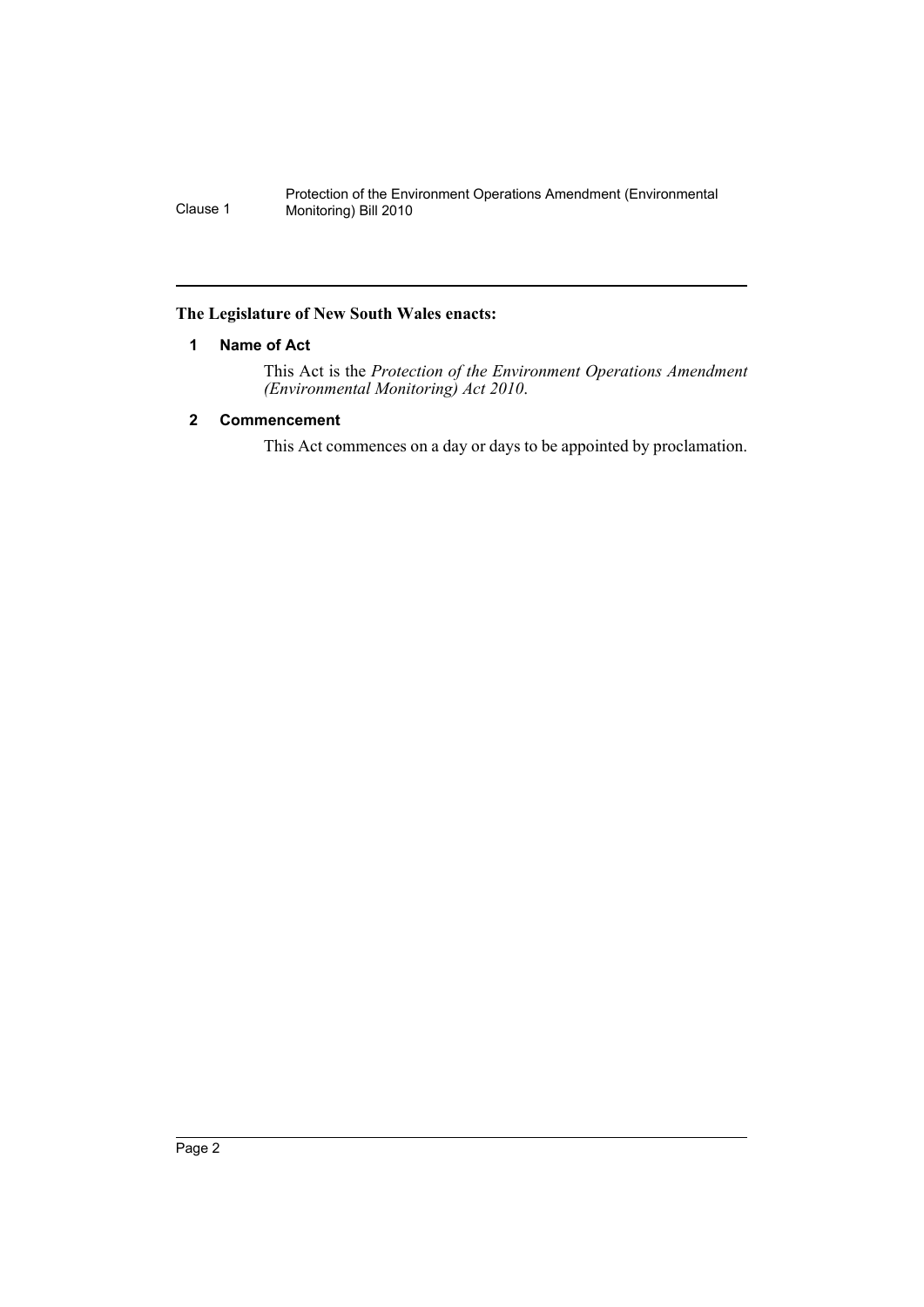**The Legislature of New South Wales enacts:**

## 1 Name of Act

This Act is the *Protection of the Environment Operations Amendment (Environmental Monitoring) Act 2010*.

## 2 Commencement

This Act commences on a day or days to be appointed by proclamation.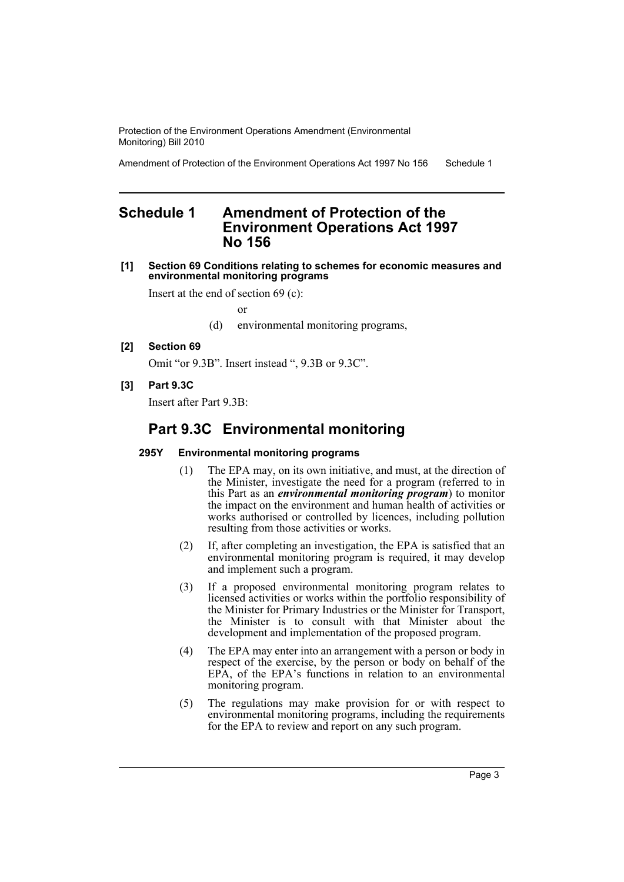# Schedule 1 Amendment of Protection of the Environment Operations Act 1997 No 156

**[1] Section 69 Conditions relating to schemes for economic measures and environmental monitoring programs**

Insert at the end of section 69 (c):

or

(d) environmental monitoring programs,

**[2] Section 69**

Omit "or 9.3B". Insert instead ", 9.3B or 9.3C".

**[3] Part 9.3C**

Insert after Part 9.3B:

## Part 9.3C Environmental monitoring

### 295Y Environmental monitoring programs

(1) The EPA may, on its own initiative, and must, at the direction of the Minister, investigate the need for a program (referred to in this Part as an ***environmental monitoring program***) to monitor the impact on the environment and human health of activities or works authorised or controlled by licences, including pollution resulting from those activities or works.

(2) If, after completing an investigation, the EPA is satisfied that an environmental monitoring program is required, it may develop and implement such a program.

(3) If a proposed environmental monitoring program relates to licensed activities or works within the portfolio responsibility of the Minister for Primary Industries or the Minister for Transport, the Minister is to consult with that Minister about the development and implementation of the proposed program.

(4) The EPA may enter into an arrangement with a person or body in respect of the exercise, by the person or body on behalf of the EPA, of the EPA's functions in relation to an environmental monitoring program.

(5) The regulations may make provision for or with respect to environmental monitoring programs, including the requirements for the EPA to review and report on any such program.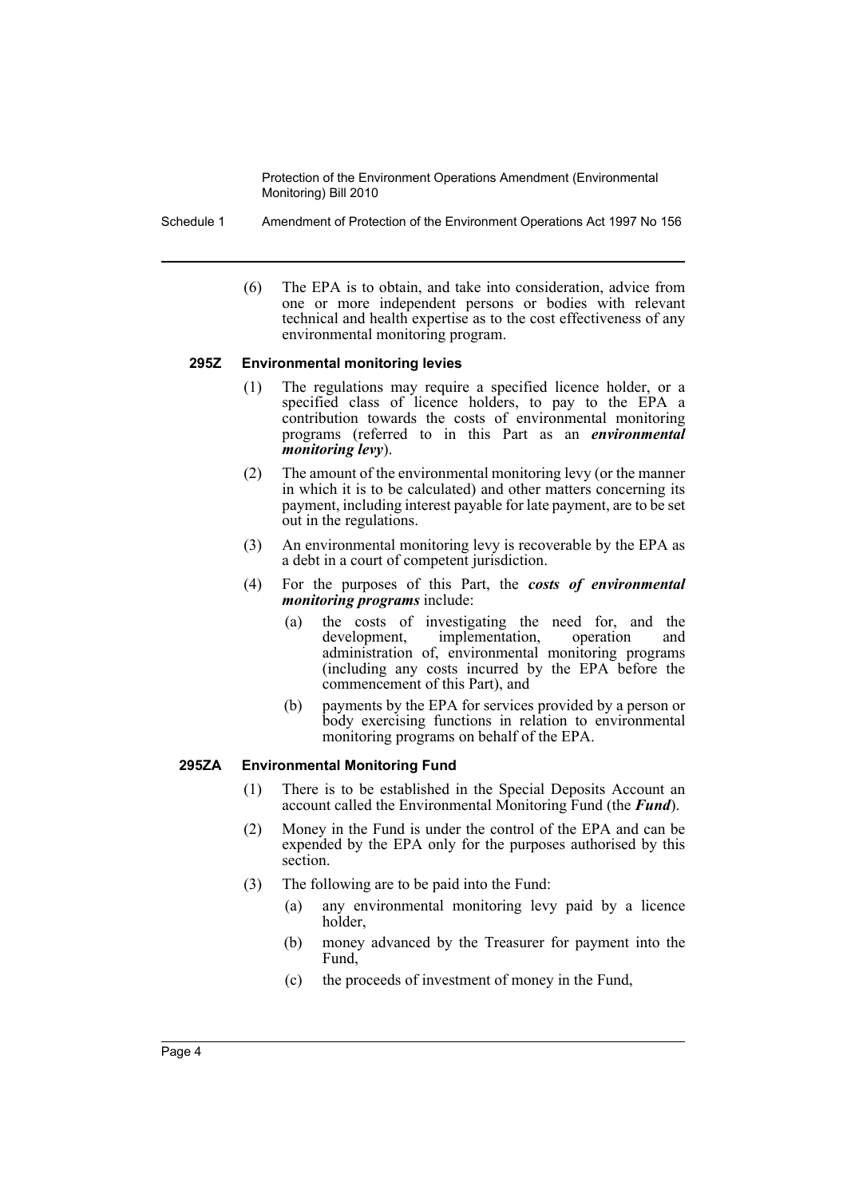(6) The EPA is to obtain, and take into consideration, advice from one or more independent persons or bodies with relevant technical and health expertise as to the cost effectiveness of any environmental monitoring program.

#### 295Z Environmental monitoring levies

(1) The regulations may require a specified licence holder, or a specified class of licence holders, to pay to the EPA a contribution towards the costs of environmental monitoring programs (referred to in this Part as an ***environmental monitoring levy***).

(2) The amount of the environmental monitoring levy (or the manner in which it is to be calculated) and other matters concerning its payment, including interest payable for late payment, are to be set out in the regulations.

(3) An environmental monitoring levy is recoverable by the EPA as a debt in a court of competent jurisdiction.

(4) For the purposes of this Part, the ***costs of environmental monitoring programs*** include:

- (a) the costs of investigating the need for, and the development, implementation, operation and administration of, environmental monitoring programs (including any costs incurred by the EPA before the commencement of this Part), and
- (b) payments by the EPA for services provided by a person or body exercising functions in relation to environmental monitoring programs on behalf of the EPA.

#### 295ZA Environmental Monitoring Fund

(1) There is to be established in the Special Deposits Account an account called the Environmental Monitoring Fund (the ***Fund***).

(2) Money in the Fund is under the control of the EPA and can be expended by the EPA only for the purposes authorised by this section.

(3) The following are to be paid into the Fund:

- (a) any environmental monitoring levy paid by a licence holder,
- (b) money advanced by the Treasurer for payment into the Fund,
- (c) the proceeds of investment of money in the Fund,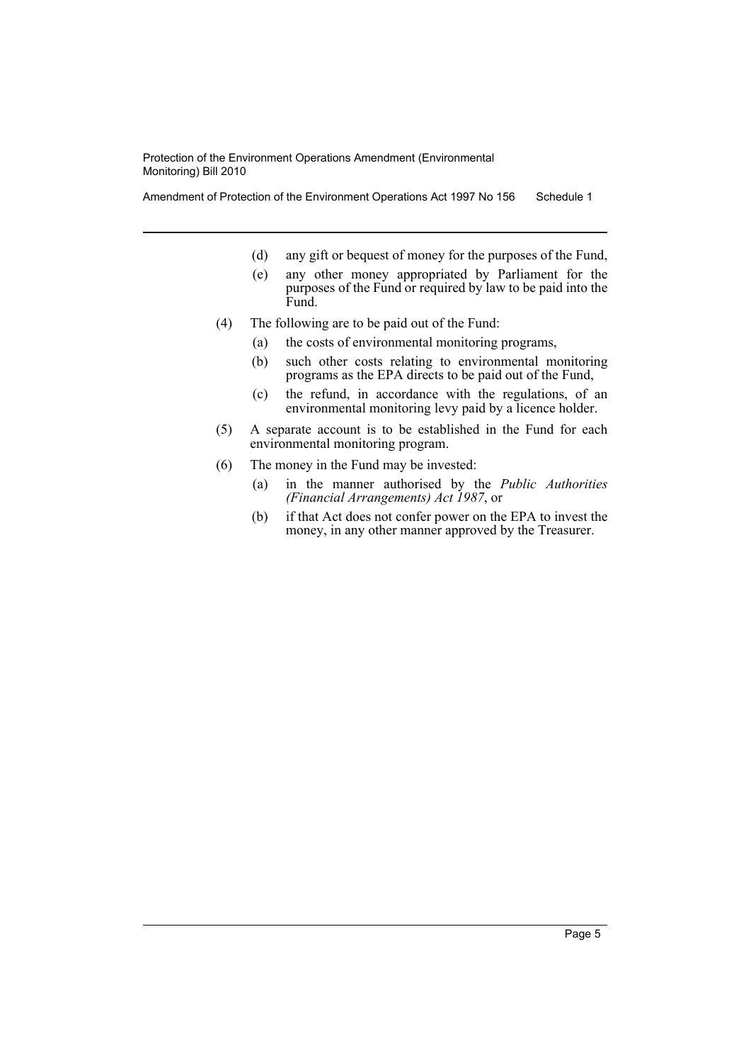(d) any gift or bequest of money for the purposes of the Fund,

(e) any other money appropriated by Parliament for the purposes of the Fund or required by law to be paid into the Fund.

(4) The following are to be paid out of the Fund:

(a) the costs of environmental monitoring programs,

(b) such other costs relating to environmental monitoring programs as the EPA directs to be paid out of the Fund,

(c) the refund, in accordance with the regulations, of an environmental monitoring levy paid by a licence holder.

(5) A separate account is to be established in the Fund for each environmental monitoring program.

(6) The money in the Fund may be invested:

(a) in the manner authorised by the *Public Authorities (Financial Arrangements) Act 1987*, or

(b) if that Act does not confer power on the EPA to invest the money, in any other manner approved by the Treasurer.